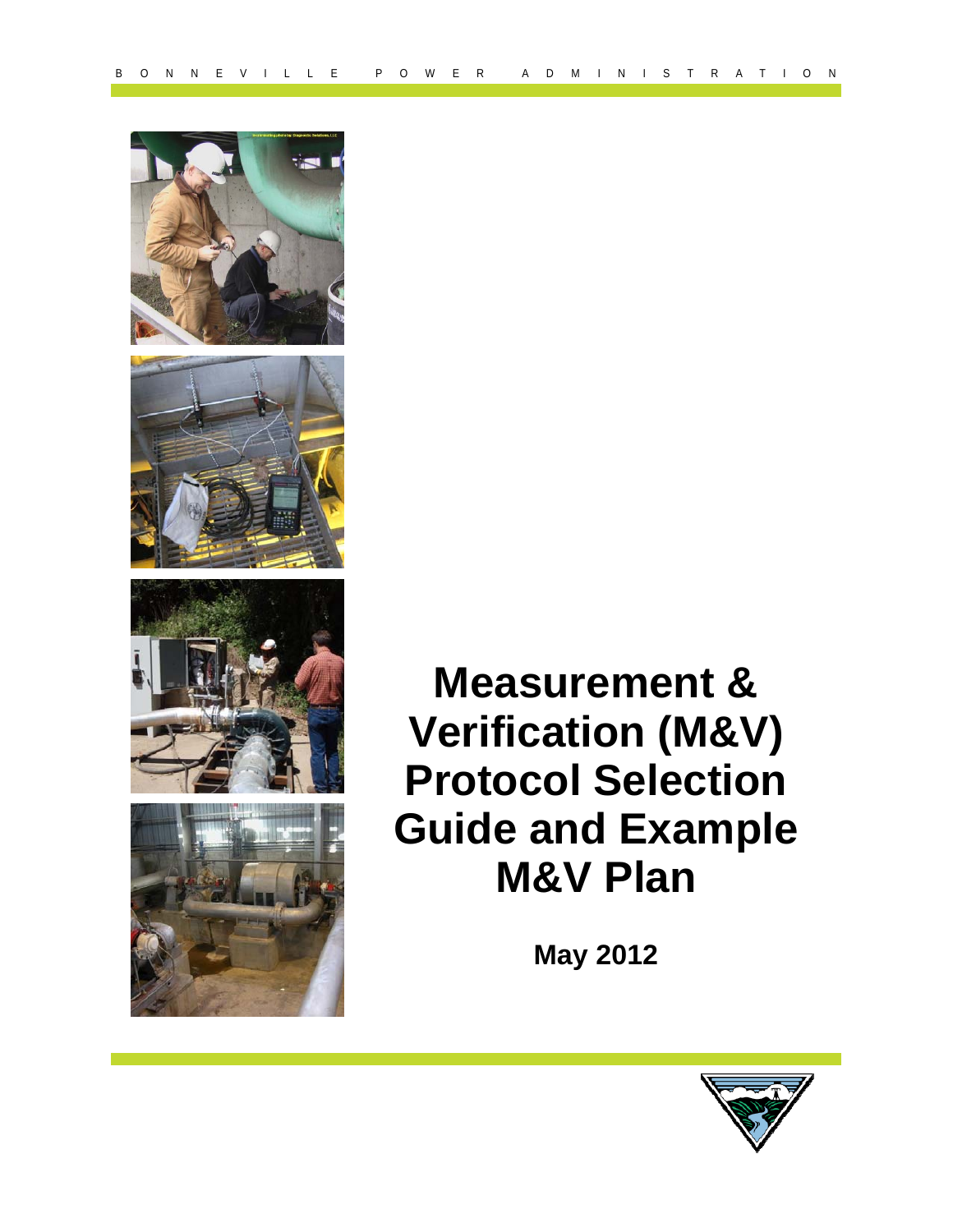BONNEVILLE POWER ADMINISTRATION

# Measurement & Verification (M&V) Protocol Selection Guide and Example M&V Plan

**May 2012**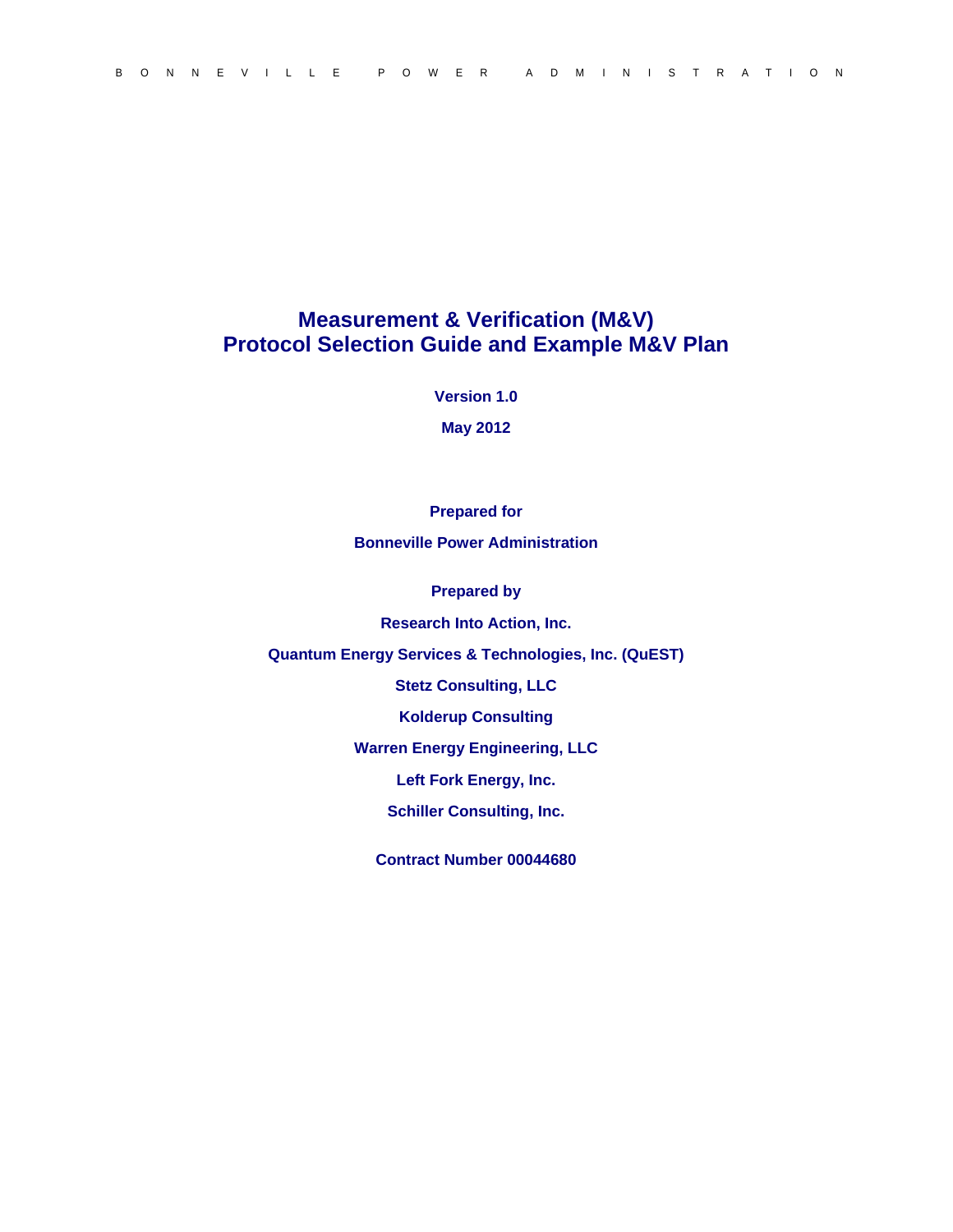BONNEVILLE POWER ADMINISTRATION

# Measurement & Verification (M&V) Protocol Selection Guide and Example M&V Plan

**Version 1.0**

**May 2012**

**Prepared for**

**Bonneville Power Administration**

**Prepared by**

**Research Into Action, Inc.**

**Quantum Energy Services & Technologies, Inc. (QuEST)**

**Stetz Consulting, LLC**

**Kolderup Consulting**

**Warren Energy Engineering, LLC**

**Left Fork Energy, Inc.**

**Schiller Consulting, Inc.**

**Contract Number 00044680**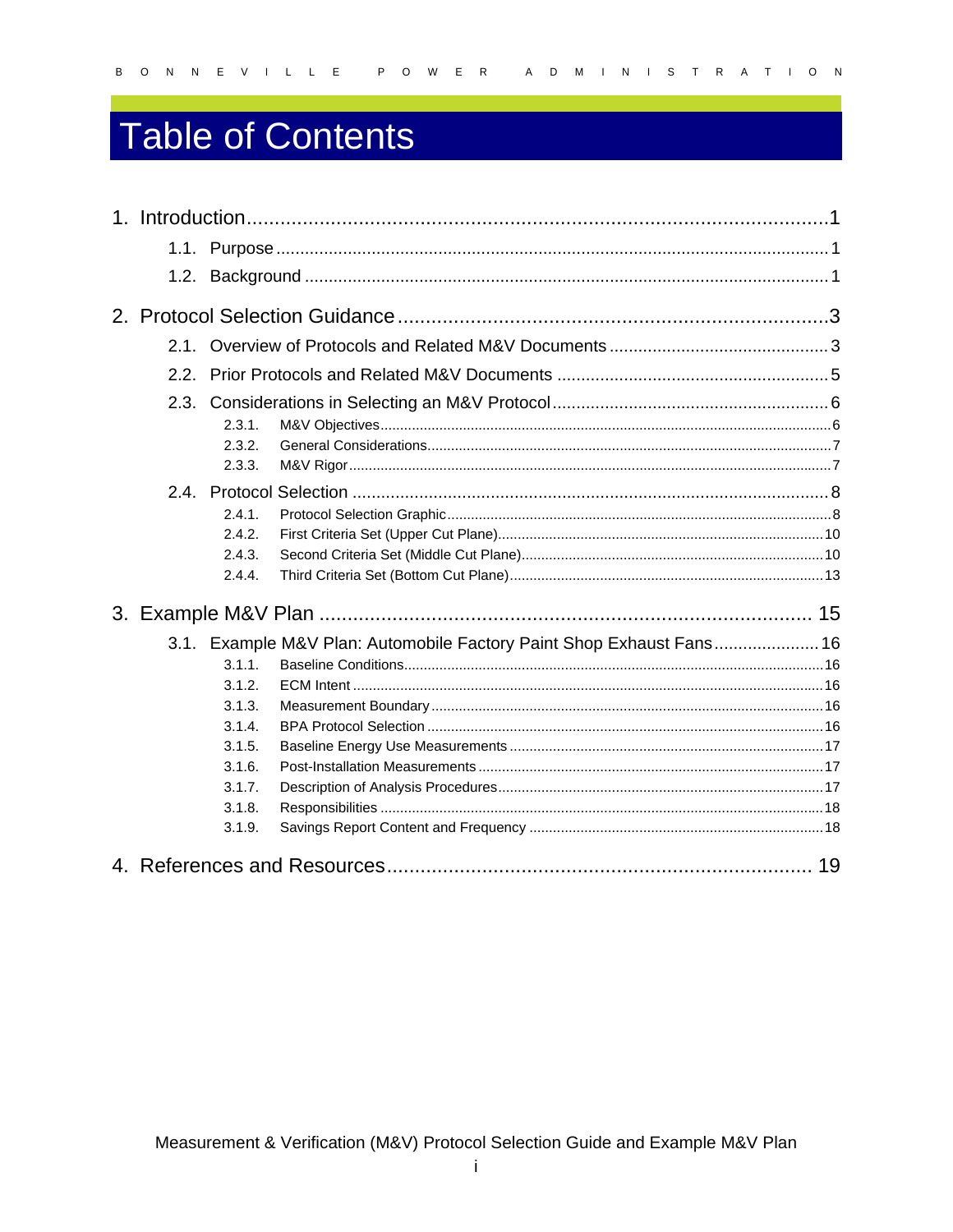# Table of Contents

1. Introduction ... 1
   - 1.1. Purpose ... 1
   - 1.2. Background ... 1
2. Protocol Selection Guidance ... 3
   - 2.1. Overview of Protocols and Related M&V Documents ... 3
   - 2.2. Prior Protocols and Related M&V Documents ... 5
   - 2.3. Considerations in Selecting an M&V Protocol ... 6
     - 2.3.1. M&V Objectives ... 6
     - 2.3.2. General Considerations ... 7
     - 2.3.3. M&V Rigor ... 7
   - 2.4. Protocol Selection ... 8
     - 2.4.1. Protocol Selection Graphic ... 8
     - 2.4.2. First Criteria Set (Upper Cut Plane) ... 10
     - 2.4.3. Second Criteria Set (Middle Cut Plane) ... 10
     - 2.4.4. Third Criteria Set (Bottom Cut Plane) ... 13
3. Example M&V Plan ... 15
   - 3.1. Example M&V Plan: Automobile Factory Paint Shop Exhaust Fans ... 16
     - 3.1.1. Baseline Conditions ... 16
     - 3.1.2. ECM Intent ... 16
     - 3.1.3. Measurement Boundary ... 16
     - 3.1.4. BPA Protocol Selection ... 16
     - 3.1.5. Baseline Energy Use Measurements ... 17
     - 3.1.6. Post-Installation Measurements ... 17
     - 3.1.7. Description of Analysis Procedures ... 17
     - 3.1.8. Responsibilities ... 18
     - 3.1.9. Savings Report Content and Frequency ... 18
4. References and Resources ... 19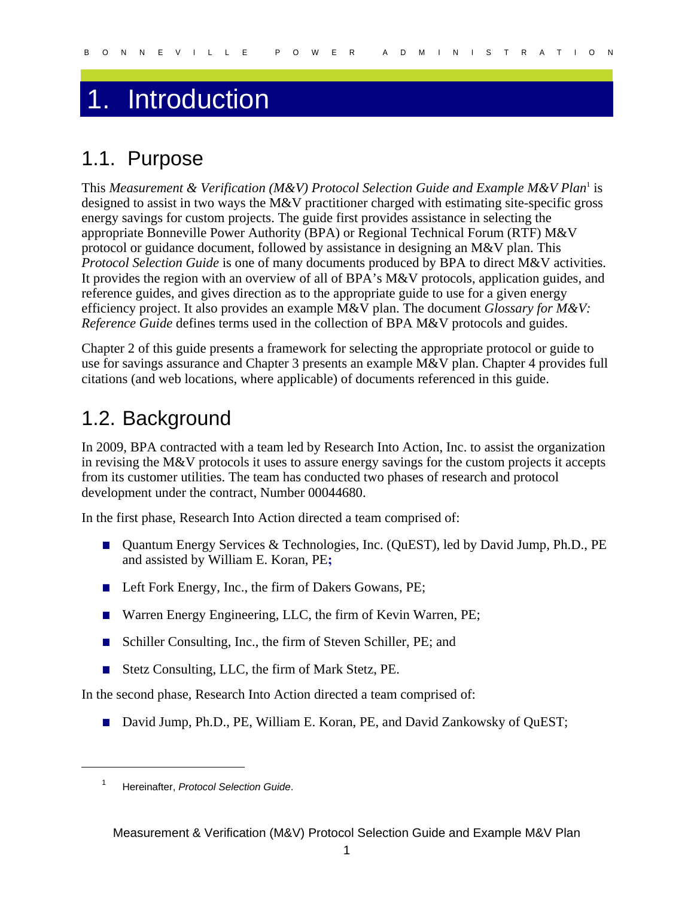# 1. Introduction

## 1.1. Purpose

This *Measurement & Verification (M&V) Protocol Selection Guide and Example M&V Plan*[1] is designed to assist in two ways the M&V practitioner charged with estimating site-specific gross energy savings for custom projects. The guide first provides assistance in selecting the appropriate Bonneville Power Authority (BPA) or Regional Technical Forum (RTF) M&V protocol or guidance document, followed by assistance in designing an M&V plan. This *Protocol Selection Guide* is one of many documents produced by BPA to direct M&V activities. It provides the region with an overview of all of BPA's M&V protocols, application guides, and reference guides, and gives direction as to the appropriate guide to use for a given energy efficiency project. It also provides an example M&V plan. The document *Glossary for M&V: Reference Guide* defines terms used in the collection of BPA M&V protocols and guides.

Chapter 2 of this guide presents a framework for selecting the appropriate protocol or guide to use for savings assurance and Chapter 3 presents an example M&V plan. Chapter 4 provides full citations (and web locations, where applicable) of documents referenced in this guide.

## 1.2. Background

In 2009, BPA contracted with a team led by Research Into Action, Inc. to assist the organization in revising the M&V protocols it uses to assure energy savings for the custom projects it accepts from its customer utilities. The team has conducted two phases of research and protocol development under the contract, Number 00044680.

In the first phase, Research Into Action directed a team comprised of:

- Quantum Energy Services & Technologies, Inc. (QuEST), led by David Jump, Ph.D., PE and assisted by William E. Koran, PE;
- Left Fork Energy, Inc., the firm of Dakers Gowans, PE;
- Warren Energy Engineering, LLC, the firm of Kevin Warren, PE;
- Schiller Consulting, Inc., the firm of Steven Schiller, PE; and
- Stetz Consulting, LLC, the firm of Mark Stetz, PE.

In the second phase, Research Into Action directed a team comprised of:

- David Jump, Ph.D., PE, William E. Koran, PE, and David Zankowsky of QuEST;

[1] Hereinafter, *Protocol Selection Guide*.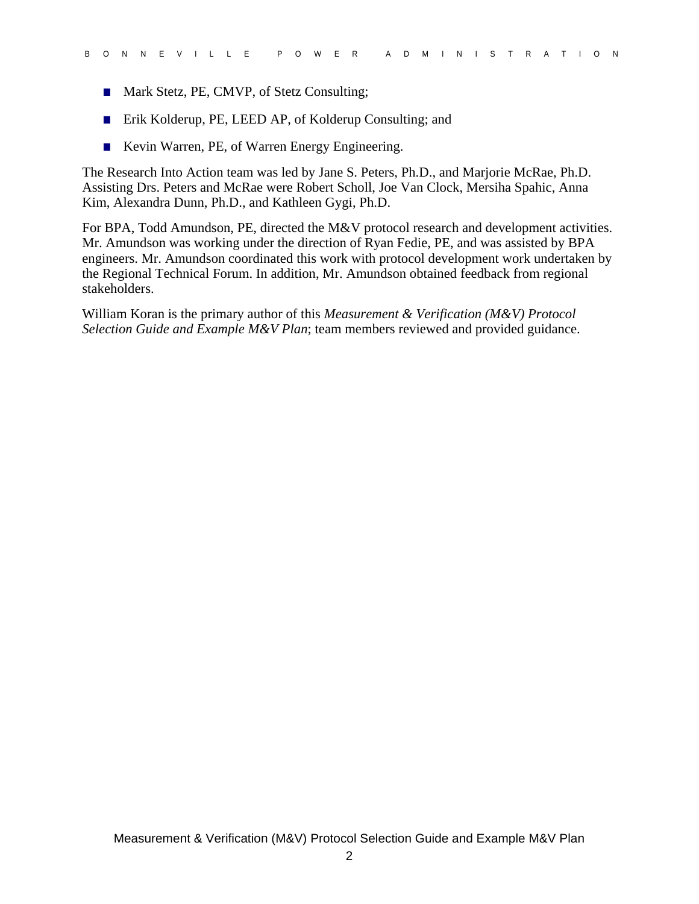- Mark Stetz, PE, CMVP, of Stetz Consulting;
- Erik Kolderup, PE, LEED AP, of Kolderup Consulting; and
- Kevin Warren, PE, of Warren Energy Engineering.

The Research Into Action team was led by Jane S. Peters, Ph.D., and Marjorie McRae, Ph.D. Assisting Drs. Peters and McRae were Robert Scholl, Joe Van Clock, Mersiha Spahic, Anna Kim, Alexandra Dunn, Ph.D., and Kathleen Gygi, Ph.D.

For BPA, Todd Amundson, PE, directed the M&V protocol research and development activities. Mr. Amundson was working under the direction of Ryan Fedie, PE, and was assisted by BPA engineers. Mr. Amundson coordinated this work with protocol development work undertaken by the Regional Technical Forum. In addition, Mr. Amundson obtained feedback from regional stakeholders.

William Koran is the primary author of this *Measurement & Verification (M&V) Protocol Selection Guide and Example M&V Plan*; team members reviewed and provided guidance.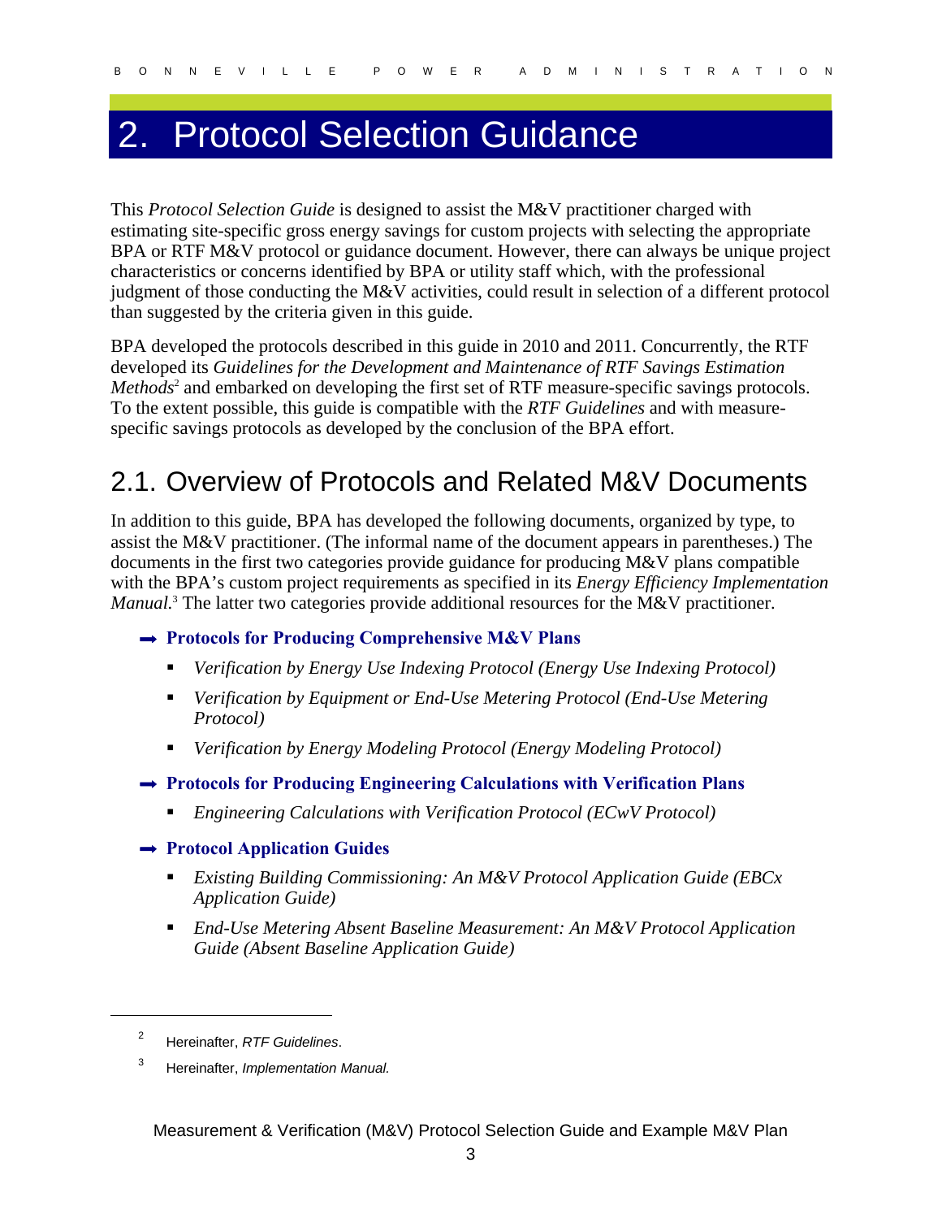# 2. Protocol Selection Guidance

This *Protocol Selection Guide* is designed to assist the M&V practitioner charged with estimating site-specific gross energy savings for custom projects with selecting the appropriate BPA or RTF M&V protocol or guidance document. However, there can always be unique project characteristics or concerns identified by BPA or utility staff which, with the professional judgment of those conducting the M&V activities, could result in selection of a different protocol than suggested by the criteria given in this guide.

BPA developed the protocols described in this guide in 2010 and 2011. Concurrently, the RTF developed its *Guidelines for the Development and Maintenance of RTF Savings Estimation Methods*[2] and embarked on developing the first set of RTF measure-specific savings protocols. To the extent possible, this guide is compatible with the *RTF Guidelines* and with measure-specific savings protocols as developed by the conclusion of the BPA effort.

## 2.1. Overview of Protocols and Related M&V Documents

In addition to this guide, BPA has developed the following documents, organized by type, to assist the M&V practitioner. (The informal name of the document appears in parentheses.) The documents in the first two categories provide guidance for producing M&V plans compatible with the BPA's custom project requirements as specified in its *Energy Efficiency Implementation Manual.*[3] The latter two categories provide additional resources for the M&V practitioner.

➡ **Protocols for Producing Comprehensive M&V Plans**

- *Verification by Energy Use Indexing Protocol (Energy Use Indexing Protocol)*
- *Verification by Equipment or End-Use Metering Protocol (End-Use Metering Protocol)*
- *Verification by Energy Modeling Protocol (Energy Modeling Protocol)*

➡ **Protocols for Producing Engineering Calculations with Verification Plans**

- *Engineering Calculations with Verification Protocol (ECwV Protocol)*

➡ **Protocol Application Guides**

- *Existing Building Commissioning: An M&V Protocol Application Guide (EBCx Application Guide)*
- *End-Use Metering Absent Baseline Measurement: An M&V Protocol Application Guide (Absent Baseline Application Guide)*

---

[2] Hereinafter, *RTF Guidelines*.

[3] Hereinafter, *Implementation Manual.*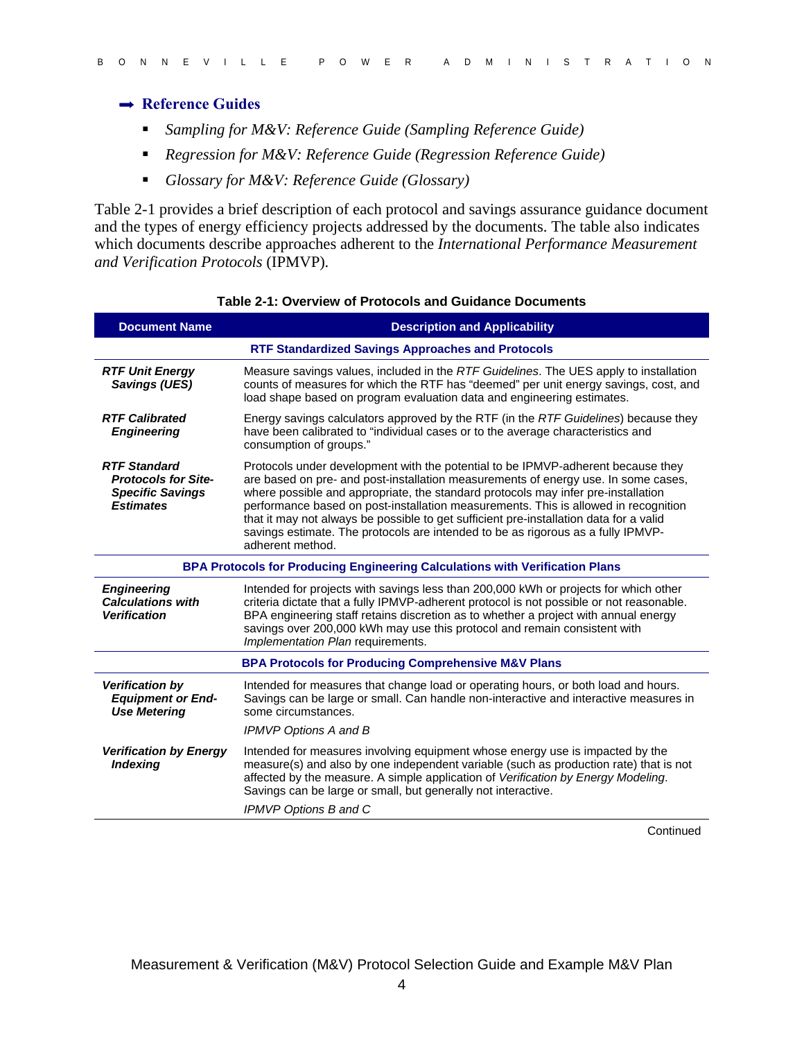## ➡ Reference Guides

- *Sampling for M&V: Reference Guide (Sampling Reference Guide)*
- *Regression for M&V: Reference Guide (Regression Reference Guide)*
- *Glossary for M&V: Reference Guide (Glossary)*

Table 2-1 provides a brief description of each protocol and savings assurance guidance document and the types of energy efficiency projects addressed by the documents. The table also indicates which documents describe approaches adherent to the *International Performance Measurement and Verification Protocols* (IPMVP).

**Table 2-1: Overview of Protocols and Guidance Documents**

| Document Name | Description and Applicability |
|---|---|
| | **RTF Standardized Savings Approaches and Protocols** |
| ***RTF Unit Energy Savings (UES)*** | Measure savings values, included in the *RTF Guidelines*. The UES apply to installation counts of measures for which the RTF has "deemed" per unit energy savings, cost, and load shape based on program evaluation data and engineering estimates. |
| ***RTF Calibrated Engineering*** | Energy savings calculators approved by the RTF (in the *RTF Guidelines*) because they have been calibrated to "individual cases or to the average characteristics and consumption of groups." |
| ***RTF Standard Protocols for Site-Specific Savings Estimates*** | Protocols under development with the potential to be IPMVP-adherent because they are based on pre- and post-installation measurements of energy use. In some cases, where possible and appropriate, the standard protocols may infer pre-installation performance based on post-installation measurements. This is allowed in recognition that it may not always be possible to get sufficient pre-installation data for a valid savings estimate. The protocols are intended to be as rigorous as a fully IPMVP-adherent method. |
| | **BPA Protocols for Producing Engineering Calculations with Verification Plans** |
| ***Engineering Calculations with Verification*** | Intended for projects with savings less than 200,000 kWh or projects for which other criteria dictate that a fully IPMVP-adherent protocol is not possible or not reasonable. BPA engineering staff retains discretion as to whether a project with annual energy savings over 200,000 kWh may use this protocol and remain consistent with *Implementation Plan* requirements. |
| | **BPA Protocols for Producing Comprehensive M&V Plans** |
| ***Verification by Equipment or End-Use Metering*** | Intended for measures that change load or operating hours, or both load and hours. Savings can be large or small. Can handle non-interactive and interactive measures in some circumstances.<br>*IPMVP Options A and B* |
| ***Verification by Energy Indexing*** | Intended for measures involving equipment whose energy use is impacted by the measure(s) and also by one independent variable (such as production rate) that is not affected by the measure. A simple application of *Verification by Energy Modeling*. Savings can be large or small, but generally not interactive.<br>*IPMVP Options B and C* |

Continued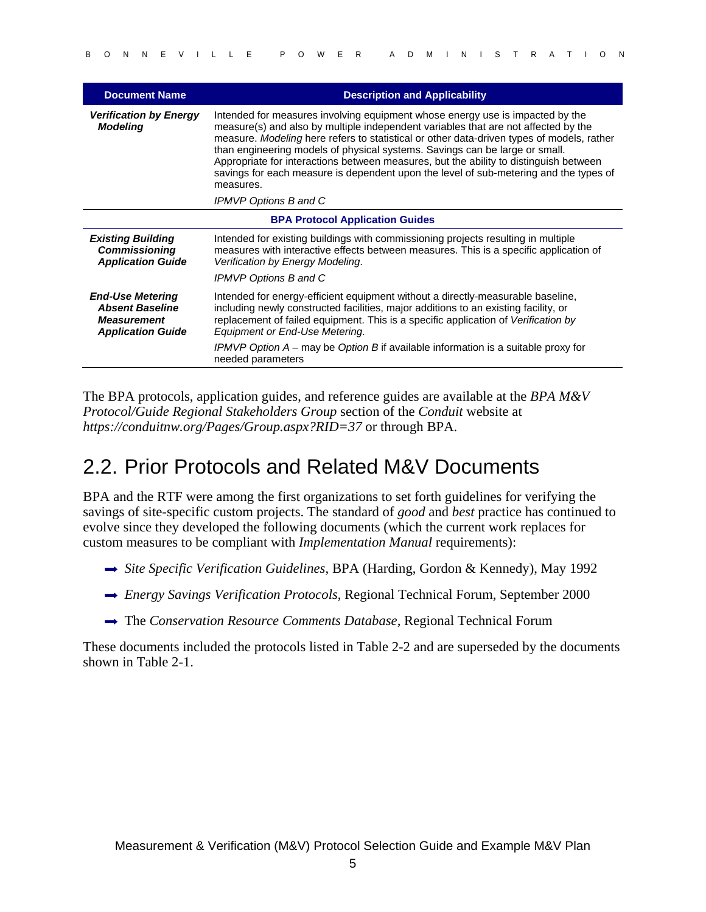| Document Name | Description and Applicability |
| --- | --- |
| ***Verification by Energy Modeling*** | Intended for measures involving equipment whose energy use is impacted by the measure(s) and also by multiple independent variables that are not affected by the measure. *Modeling* here refers to statistical or other data-driven types of models, rather than engineering models of physical systems. Savings can be large or small. Appropriate for interactions between measures, but the ability to distinguish between savings for each measure is dependent upon the level of sub-metering and the types of measures.<br><br>*IPMVP Options B and C* |
| **BPA Protocol Application Guides** | |
| ***Existing Building Commissioning Application Guide*** | Intended for existing buildings with commissioning projects resulting in multiple measures with interactive effects between measures. This is a specific application of *Verification by Energy Modeling*.<br><br>*IPMVP Options B and C* |
| ***End-Use Metering Absent Baseline Measurement Application Guide*** | Intended for energy-efficient equipment without a directly-measurable baseline, including newly constructed facilities, major additions to an existing facility, or replacement of failed equipment. This is a specific application of *Verification by Equipment or End-Use Metering*.<br><br>*IPMVP Option A* – may be *Option B* if available information is a suitable proxy for needed parameters |

The BPA protocols, application guides, and reference guides are available at the *BPA M&V Protocol/Guide Regional Stakeholders Group* section of the *Conduit* website at *https://conduitnw.org/Pages/Group.aspx?RID=37* or through BPA.

## 2.2. Prior Protocols and Related M&V Documents

BPA and the RTF were among the first organizations to set forth guidelines for verifying the savings of site-specific custom projects. The standard of *good* and *best* practice has continued to evolve since they developed the following documents (which the current work replaces for custom measures to be compliant with *Implementation Manual* requirements):

- *Site Specific Verification Guidelines*, BPA (Harding, Gordon & Kennedy), May 1992
- *Energy Savings Verification Protocols*, Regional Technical Forum, September 2000
- The *Conservation Resource Comments Database,* Regional Technical Forum

These documents included the protocols listed in Table 2-2 and are superseded by the documents shown in Table 2-1.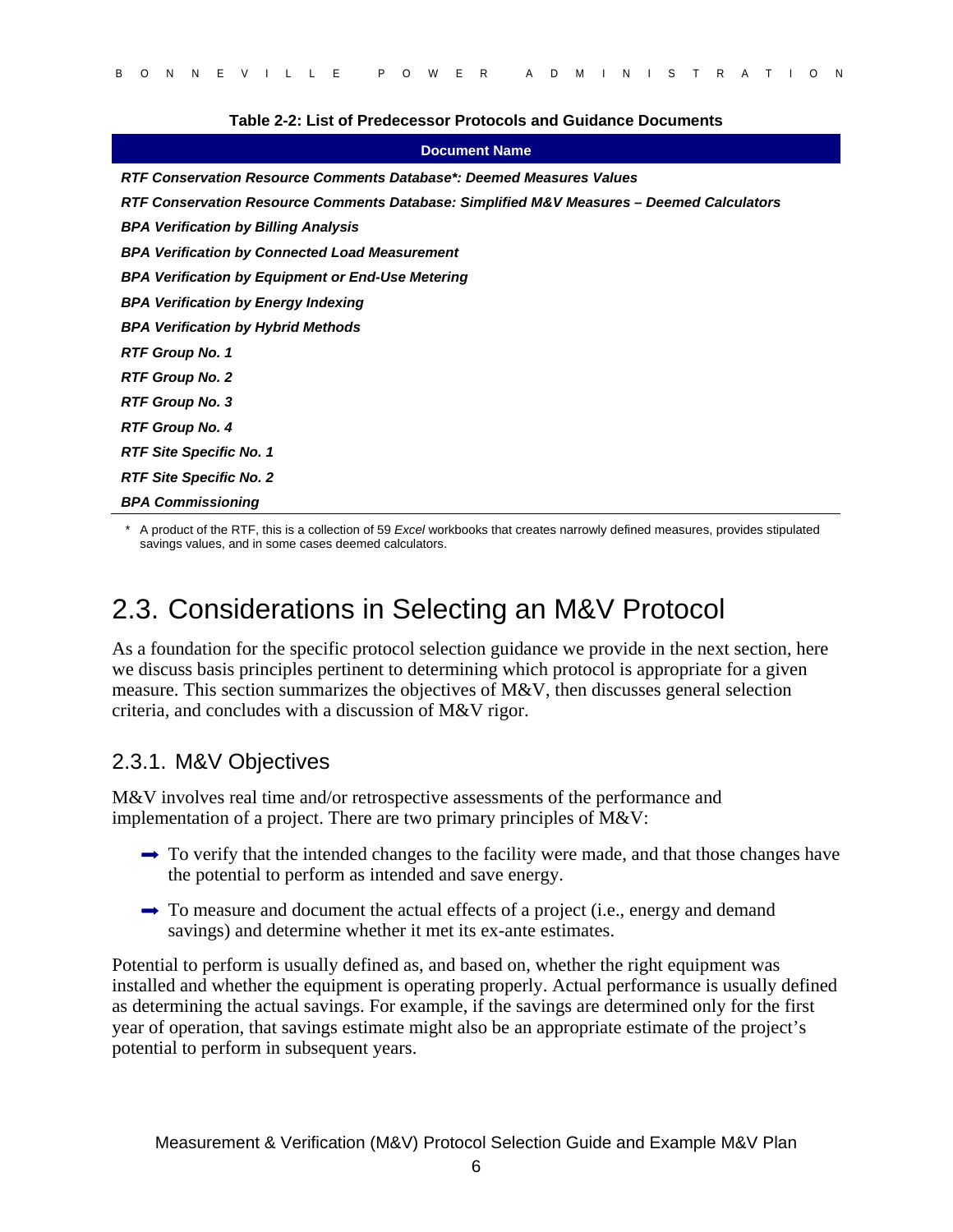**Table 2-2: List of Predecessor Protocols and Guidance Documents**

| Document Name |
|---|
| *RTF Conservation Resource Comments Database\*: Deemed Measures Values* |
| *RTF Conservation Resource Comments Database: Simplified M&V Measures – Deemed Calculators* |
| *BPA Verification by Billing Analysis* |
| *BPA Verification by Connected Load Measurement* |
| *BPA Verification by Equipment or End-Use Metering* |
| *BPA Verification by Energy Indexing* |
| *BPA Verification by Hybrid Methods* |
| *RTF Group No. 1* |
| *RTF Group No. 2* |
| *RTF Group No. 3* |
| *RTF Group No. 4* |
| *RTF Site Specific No. 1* |
| *RTF Site Specific No. 2* |
| *BPA Commissioning* |

\* A product of the RTF, this is a collection of 59 *Excel* workbooks that creates narrowly defined measures, provides stipulated savings values, and in some cases deemed calculators.

## 2.3. Considerations in Selecting an M&V Protocol

As a foundation for the specific protocol selection guidance we provide in the next section, here we discuss basis principles pertinent to determining which protocol is appropriate for a given measure. This section summarizes the objectives of M&V, then discusses general selection criteria, and concludes with a discussion of M&V rigor.

### 2.3.1. M&V Objectives

M&V involves real time and/or retrospective assessments of the performance and implementation of a project. There are two primary principles of M&V:

- To verify that the intended changes to the facility were made, and that those changes have the potential to perform as intended and save energy.
- To measure and document the actual effects of a project (i.e., energy and demand savings) and determine whether it met its ex-ante estimates.

Potential to perform is usually defined as, and based on, whether the right equipment was installed and whether the equipment is operating properly. Actual performance is usually defined as determining the actual savings. For example, if the savings are determined only for the first year of operation, that savings estimate might also be an appropriate estimate of the project's potential to perform in subsequent years.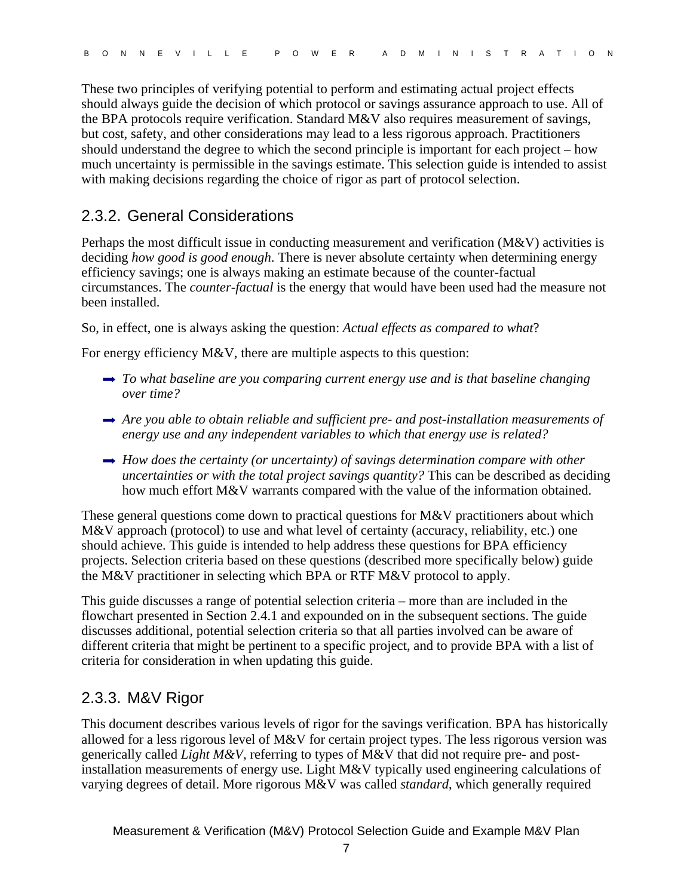These two principles of verifying potential to perform and estimating actual project effects should always guide the decision of which protocol or savings assurance approach to use. All of the BPA protocols require verification. Standard M&V also requires measurement of savings, but cost, safety, and other considerations may lead to a less rigorous approach. Practitioners should understand the degree to which the second principle is important for each project – how much uncertainty is permissible in the savings estimate. This selection guide is intended to assist with making decisions regarding the choice of rigor as part of protocol selection.

### 2.3.2. General Considerations

Perhaps the most difficult issue in conducting measurement and verification (M&V) activities is deciding *how good is good enough*. There is never absolute certainty when determining energy efficiency savings; one is always making an estimate because of the counter-factual circumstances. The *counter-factual* is the energy that would have been used had the measure not been installed.

So, in effect, one is always asking the question: *Actual effects as compared to what*?

For energy efficiency M&V, there are multiple aspects to this question:

- ➡ *To what baseline are you comparing current energy use and is that baseline changing over time?*
- ➡ *Are you able to obtain reliable and sufficient pre- and post-installation measurements of energy use and any independent variables to which that energy use is related?*
- ➡ *How does the certainty (or uncertainty) of savings determination compare with other uncertainties or with the total project savings quantity?* This can be described as deciding how much effort M&V warrants compared with the value of the information obtained.

These general questions come down to practical questions for M&V practitioners about which M&V approach (protocol) to use and what level of certainty (accuracy, reliability, etc.) one should achieve. This guide is intended to help address these questions for BPA efficiency projects. Selection criteria based on these questions (described more specifically below) guide the M&V practitioner in selecting which BPA or RTF M&V protocol to apply.

This guide discusses a range of potential selection criteria – more than are included in the flowchart presented in Section 2.4.1 and expounded on in the subsequent sections. The guide discusses additional, potential selection criteria so that all parties involved can be aware of different criteria that might be pertinent to a specific project, and to provide BPA with a list of criteria for consideration in when updating this guide.

### 2.3.3. M&V Rigor

This document describes various levels of rigor for the savings verification. BPA has historically allowed for a less rigorous level of M&V for certain project types. The less rigorous version was generically called *Light M&V*, referring to types of M&V that did not require pre- and post-installation measurements of energy use. Light M&V typically used engineering calculations of varying degrees of detail. More rigorous M&V was called *standard*, which generally required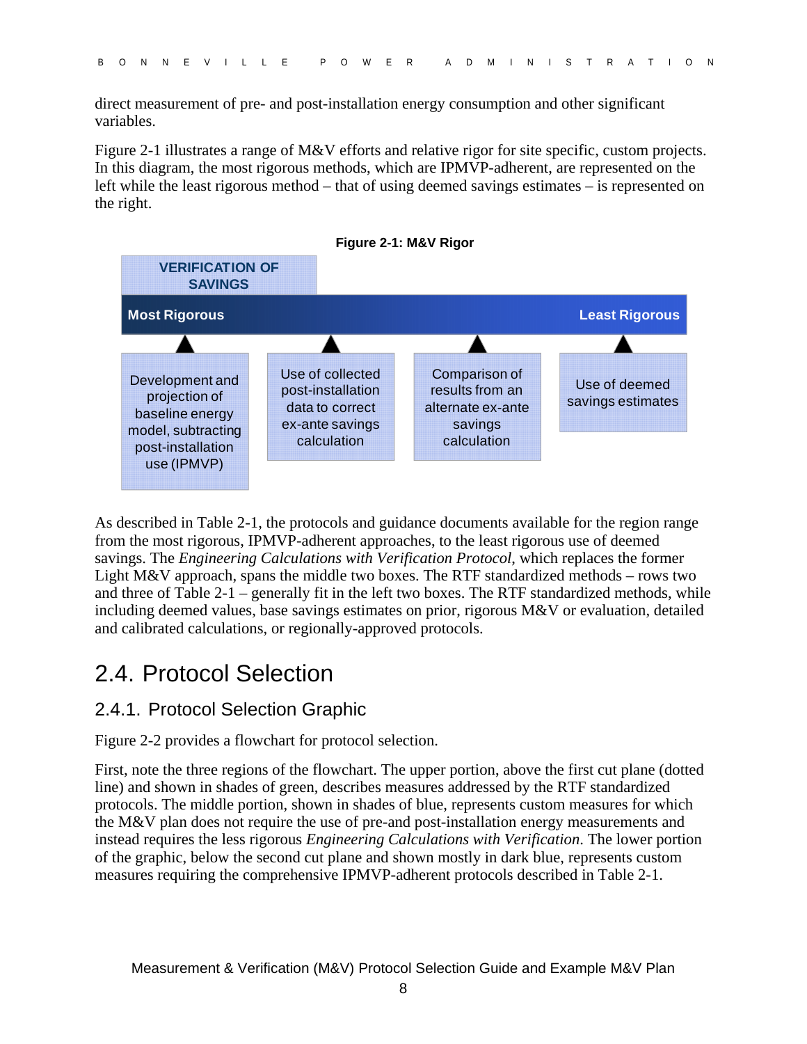direct measurement of pre- and post-installation energy consumption and other significant variables.

Figure 2-1 illustrates a range of M&V efforts and relative rigor for site specific, custom projects. In this diagram, the most rigorous methods, which are IPMVP-adherent, are represented on the left while the least rigorous method – that of using deemed savings estimates – is represented on the right.

**Figure 2-1: M&V Rigor**

VERIFICATION OF SAVINGS

Most Rigorous → Least Rigorous

- Development and projection of baseline energy model, subtracting post-installation use (IPMVP)
- Use of collected post-installation data to correct ex-ante savings calculation
- Comparison of results from an alternate ex-ante savings calculation
- Use of deemed savings estimates

As described in Table 2-1, the protocols and guidance documents available for the region range from the most rigorous, IPMVP-adherent approaches, to the least rigorous use of deemed savings. The *Engineering Calculations with Verification Protocol*, which replaces the former Light M&V approach, spans the middle two boxes. The RTF standardized methods – rows two and three of Table 2-1 – generally fit in the left two boxes. The RTF standardized methods, while including deemed values, base savings estimates on prior, rigorous M&V or evaluation, detailed and calibrated calculations, or regionally-approved protocols.

# 2.4. Protocol Selection

## 2.4.1. Protocol Selection Graphic

Figure 2-2 provides a flowchart for protocol selection.

First, note the three regions of the flowchart. The upper portion, above the first cut plane (dotted line) and shown in shades of green, describes measures addressed by the RTF standardized protocols. The middle portion, shown in shades of blue, represents custom measures for which the M&V plan does not require the use of pre-and post-installation energy measurements and instead requires the less rigorous *Engineering Calculations with Verification*. The lower portion of the graphic, below the second cut plane and shown mostly in dark blue, represents custom measures requiring the comprehensive IPMVP-adherent protocols described in Table 2-1.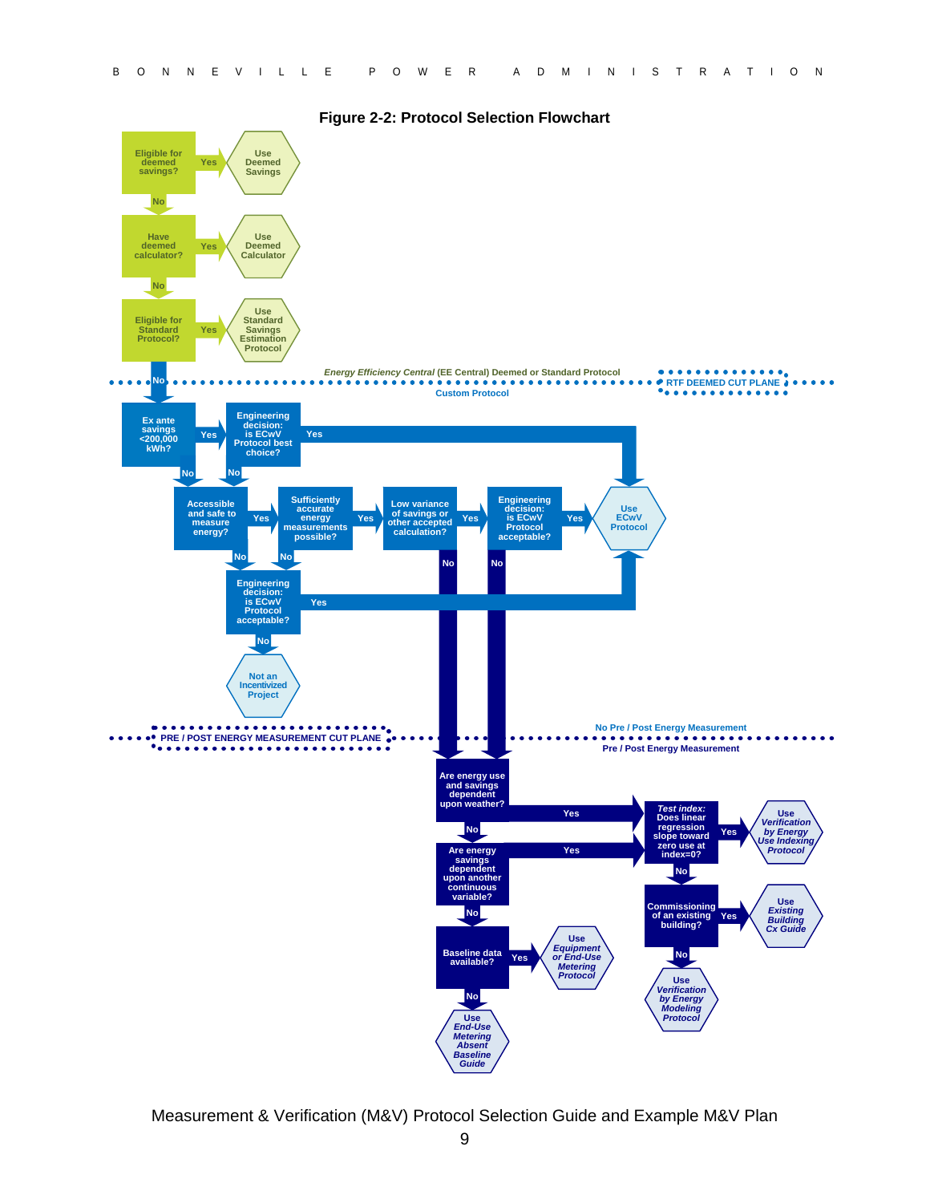**Figure 2-2: Protocol Selection Flowchart**

Eligible for deemed savings? — Yes → Use Deemed Savings
No ↓

Have deemed calculator? — Yes → Use Deemed Calculator
No ↓

Eligible for Standard Protocol? — Yes → Use Standard Savings Estimation Protocol
No ↓

*Energy Efficiency Central* (EE Central) Deemed or Standard Protocol

RTF DEEMED CUT PLANE

Custom Protocol

Ex ante savings <200,000 kWh? — Yes → Engineering decision: is ECwV Protocol best choice? — Yes → Use ECwV Protocol

Ex ante savings <200,000 kWh? — No → Accessible and safe to measure energy?

Engineering decision: is ECwV Protocol best choice? — No → Accessible and safe to measure energy?

Accessible and safe to measure energy? — Yes → Sufficiently accurate energy measurements possible? — Yes → Low variance of savings or other accepted calculation? — Yes → Engineering decision: is ECwV Protocol acceptable? — Yes → Use ECwV Protocol

Accessible and safe to measure energy? — No → Engineering decision: is ECwV Protocol acceptable?

Sufficiently accurate energy measurements possible? — No → Engineering decision: is ECwV Protocol acceptable?

Engineering decision: is ECwV Protocol acceptable? — Yes → Use ECwV Protocol; No → Not an Incentivized Project

Low variance of savings or other accepted calculation? — No → Are energy use and savings dependent upon weather?

Engineering decision: is ECwV Protocol acceptable? (upper) — No → Are energy use and savings dependent upon weather?

PRE / POST ENERGY MEASUREMENT CUT PLANE

No Pre / Post Energy Measurement

Pre / Post Energy Measurement

Are energy use and savings dependent upon weather? — Yes → *Test index:* Does linear regression slope toward zero use at index=0?
No ↓

Are energy savings dependent upon another continuous variable? — Yes → *Test index:* Does linear regression slope toward zero use at index=0?
No ↓

Baseline data available? — Yes → Use *Equipment or End-Use Metering Protocol*; No → Use *End-Use Metering Absent Baseline Guide*

*Test index:* Does linear regression slope toward zero use at index=0? — Yes → Use *Verification by Energy Use Indexing Protocol*
No ↓

Commissioning of an existing building? — Yes → Use *Existing Building Cx Guide*; No → Use *Verification by Energy Modeling Protocol*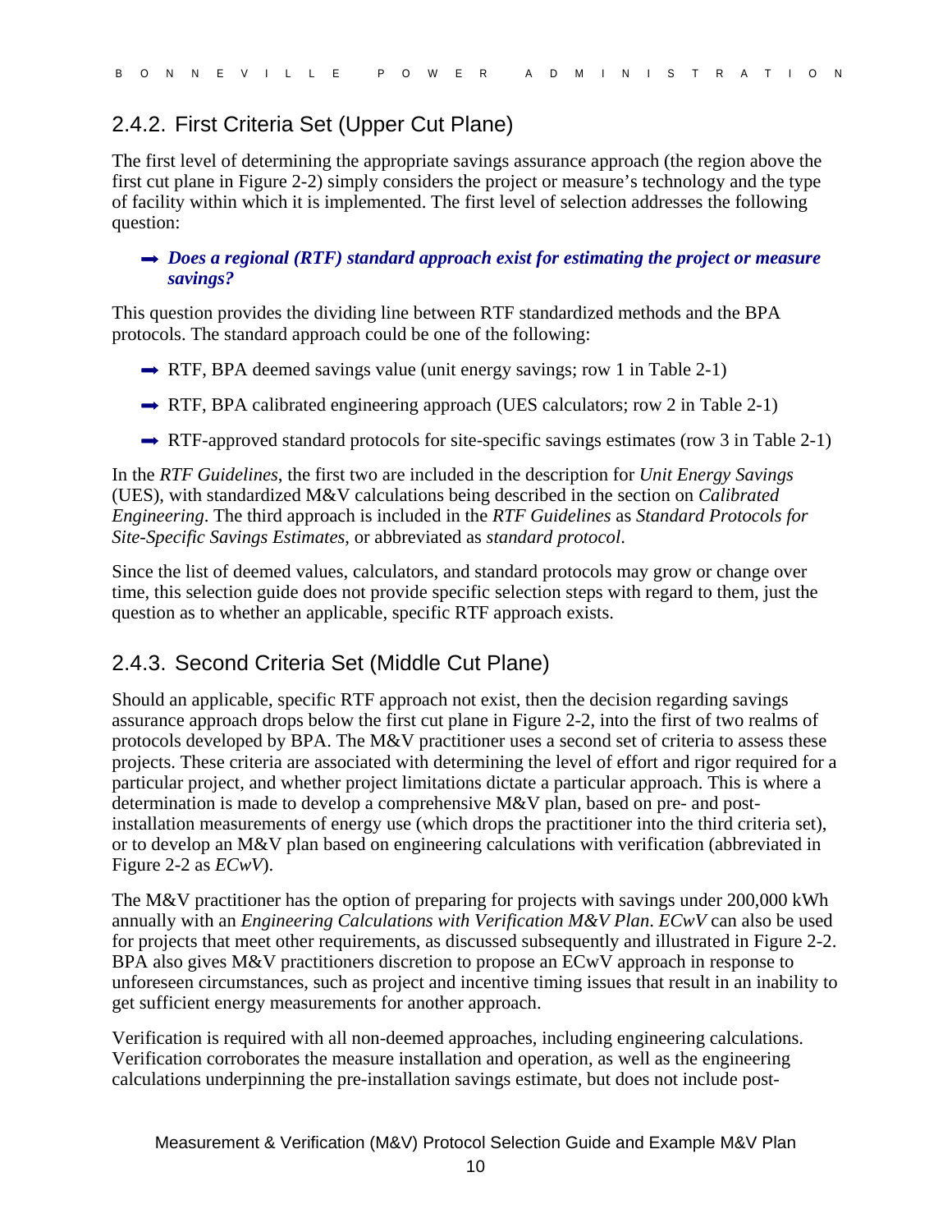### 2.4.2. First Criteria Set (Upper Cut Plane)

The first level of determining the appropriate savings assurance approach (the region above the first cut plane in Figure 2-2) simply considers the project or measure's technology and the type of facility within which it is implemented. The first level of selection addresses the following question:

- ***Does a regional (RTF) standard approach exist for estimating the project or measure savings?***

This question provides the dividing line between RTF standardized methods and the BPA protocols. The standard approach could be one of the following:

- RTF, BPA deemed savings value (unit energy savings; row 1 in Table 2-1)
- RTF, BPA calibrated engineering approach (UES calculators; row 2 in Table 2-1)
- RTF-approved standard protocols for site-specific savings estimates (row 3 in Table 2-1)

In the *RTF Guidelines*, the first two are included in the description for *Unit Energy Savings* (UES), with standardized M&V calculations being described in the section on *Calibrated Engineering*. The third approach is included in the *RTF Guidelines* as *Standard Protocols for Site-Specific Savings Estimates*, or abbreviated as *standard protocol*.

Since the list of deemed values, calculators, and standard protocols may grow or change over time, this selection guide does not provide specific selection steps with regard to them, just the question as to whether an applicable, specific RTF approach exists.

### 2.4.3. Second Criteria Set (Middle Cut Plane)

Should an applicable, specific RTF approach not exist, then the decision regarding savings assurance approach drops below the first cut plane in Figure 2-2, into the first of two realms of protocols developed by BPA. The M&V practitioner uses a second set of criteria to assess these projects. These criteria are associated with determining the level of effort and rigor required for a particular project, and whether project limitations dictate a particular approach. This is where a determination is made to develop a comprehensive M&V plan, based on pre- and post-installation measurements of energy use (which drops the practitioner into the third criteria set), or to develop an M&V plan based on engineering calculations with verification (abbreviated in Figure 2-2 as *ECwV*).

The M&V practitioner has the option of preparing for projects with savings under 200,000 kWh annually with an *Engineering Calculations with Verification M&V Plan*. *ECwV* can also be used for projects that meet other requirements, as discussed subsequently and illustrated in Figure 2-2. BPA also gives M&V practitioners discretion to propose an ECwV approach in response to unforeseen circumstances, such as project and incentive timing issues that result in an inability to get sufficient energy measurements for another approach.

Verification is required with all non-deemed approaches, including engineering calculations. Verification corroborates the measure installation and operation, as well as the engineering calculations underpinning the pre-installation savings estimate, but does not include post-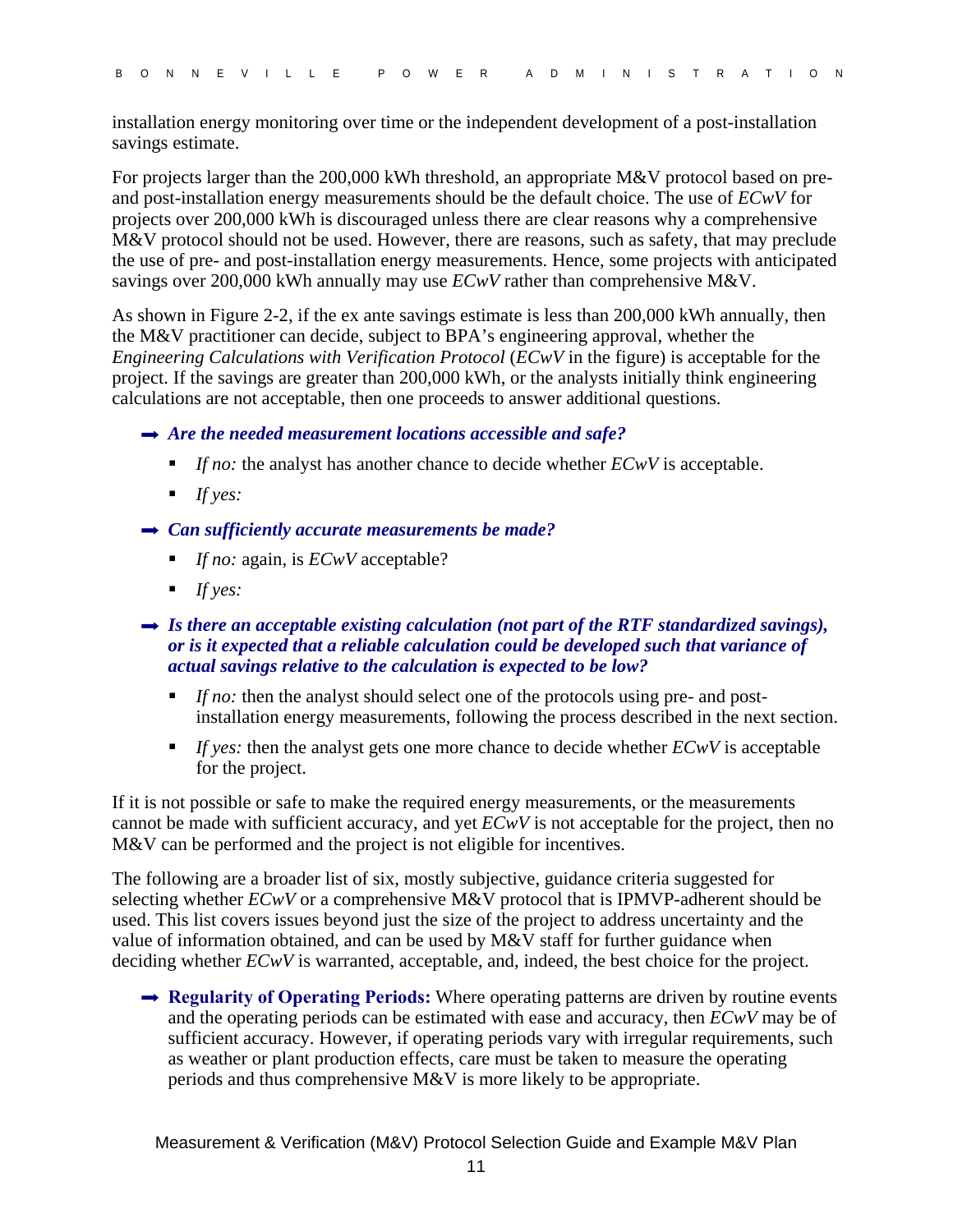installation energy monitoring over time or the independent development of a post-installation savings estimate.

For projects larger than the 200,000 kWh threshold, an appropriate M&V protocol based on pre- and post-installation energy measurements should be the default choice. The use of *ECwV* for projects over 200,000 kWh is discouraged unless there are clear reasons why a comprehensive M&V protocol should not be used. However, there are reasons, such as safety, that may preclude the use of pre- and post-installation energy measurements. Hence, some projects with anticipated savings over 200,000 kWh annually may use *ECwV* rather than comprehensive M&V.

As shown in Figure 2-2, if the ex ante savings estimate is less than 200,000 kWh annually, then the M&V practitioner can decide, subject to BPA's engineering approval, whether the *Engineering Calculations with Verification Protocol* (*ECwV* in the figure) is acceptable for the project. If the savings are greater than 200,000 kWh, or the analysts initially think engineering calculations are not acceptable, then one proceeds to answer additional questions.

- ***Are the needed measurement locations accessible and safe?***
  - *If no:* the analyst has another chance to decide whether *ECwV* is acceptable.
  - *If yes:*
- ***Can sufficiently accurate measurements be made?***
  - *If no:* again, is *ECwV* acceptable?
  - *If yes:*
- ***Is there an acceptable existing calculation (not part of the RTF standardized savings), or is it expected that a reliable calculation could be developed such that variance of actual savings relative to the calculation is expected to be low?***
  - *If no:* then the analyst should select one of the protocols using pre- and post-installation energy measurements, following the process described in the next section.
  - *If yes:* then the analyst gets one more chance to decide whether *ECwV* is acceptable for the project.

If it is not possible or safe to make the required energy measurements, or the measurements cannot be made with sufficient accuracy, and yet *ECwV* is not acceptable for the project, then no M&V can be performed and the project is not eligible for incentives.

The following are a broader list of six, mostly subjective, guidance criteria suggested for selecting whether *ECwV* or a comprehensive M&V protocol that is IPMVP-adherent should be used. This list covers issues beyond just the size of the project to address uncertainty and the value of information obtained, and can be used by M&V staff for further guidance when deciding whether *ECwV* is warranted, acceptable, and, indeed, the best choice for the project.

- **Regularity of Operating Periods:** Where operating patterns are driven by routine events and the operating periods can be estimated with ease and accuracy, then *ECwV* may be of sufficient accuracy. However, if operating periods vary with irregular requirements, such as weather or plant production effects, care must be taken to measure the operating periods and thus comprehensive M&V is more likely to be appropriate.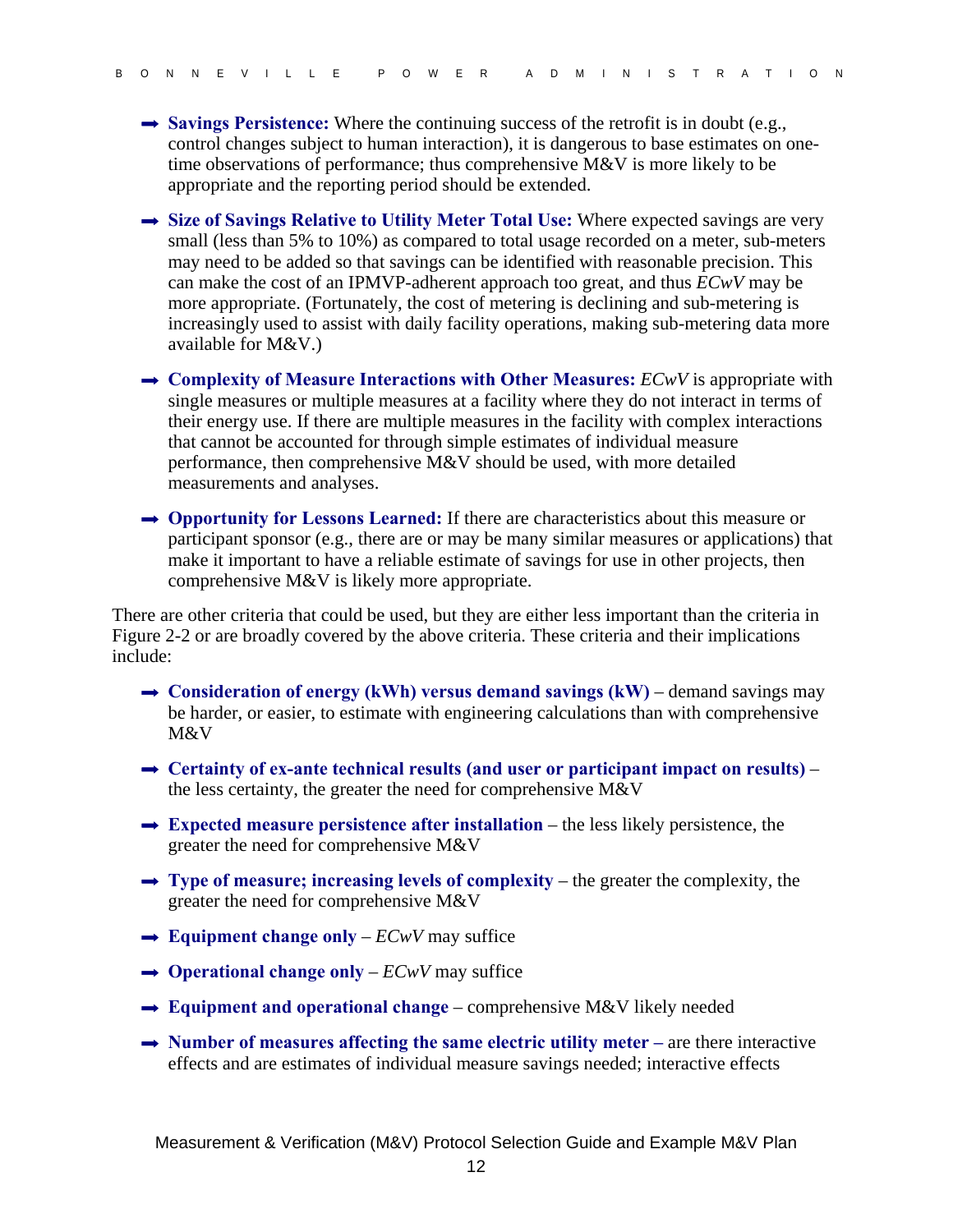- **Savings Persistence:** Where the continuing success of the retrofit is in doubt (e.g., control changes subject to human interaction), it is dangerous to base estimates on one-time observations of performance; thus comprehensive M&V is more likely to be appropriate and the reporting period should be extended.

- **Size of Savings Relative to Utility Meter Total Use:** Where expected savings are very small (less than 5% to 10%) as compared to total usage recorded on a meter, sub-meters may need to be added so that savings can be identified with reasonable precision. This can make the cost of an IPMVP-adherent approach too great, and thus *ECwV* may be more appropriate. (Fortunately, the cost of metering is declining and sub-metering is increasingly used to assist with daily facility operations, making sub-metering data more available for M&V.)

- **Complexity of Measure Interactions with Other Measures:** *ECwV* is appropriate with single measures or multiple measures at a facility where they do not interact in terms of their energy use. If there are multiple measures in the facility with complex interactions that cannot be accounted for through simple estimates of individual measure performance, then comprehensive M&V should be used, with more detailed measurements and analyses.

- **Opportunity for Lessons Learned:** If there are characteristics about this measure or participant sponsor (e.g., there are or may be many similar measures or applications) that make it important to have a reliable estimate of savings for use in other projects, then comprehensive M&V is likely more appropriate.

There are other criteria that could be used, but they are either less important than the criteria in Figure 2-2 or are broadly covered by the above criteria. These criteria and their implications include:

- **Consideration of energy (kWh) versus demand savings (kW)** – demand savings may be harder, or easier, to estimate with engineering calculations than with comprehensive M&V

- **Certainty of ex-ante technical results (and user or participant impact on results)** – the less certainty, the greater the need for comprehensive M&V

- **Expected measure persistence after installation** – the less likely persistence, the greater the need for comprehensive M&V

- **Type of measure; increasing levels of complexity** – the greater the complexity, the greater the need for comprehensive M&V

- **Equipment change only** – *ECwV* may suffice

- **Operational change only** – *ECwV* may suffice

- **Equipment and operational change** – comprehensive M&V likely needed

- **Number of measures affecting the same electric utility meter –** are there interactive effects and are estimates of individual measure savings needed; interactive effects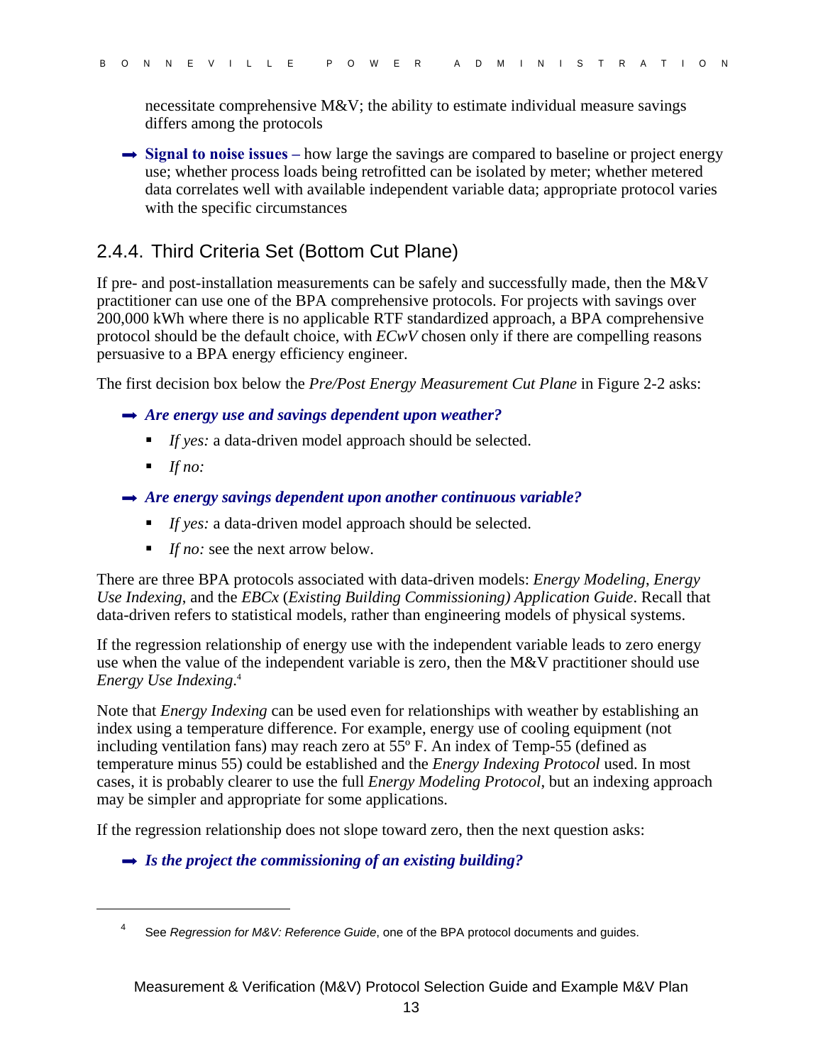necessitate comprehensive M&V; the ability to estimate individual measure savings differs among the protocols

➡ **Signal to noise issues –** how large the savings are compared to baseline or project energy use; whether process loads being retrofitted can be isolated by meter; whether metered data correlates well with available independent variable data; appropriate protocol varies with the specific circumstances

### 2.4.4. Third Criteria Set (Bottom Cut Plane)

If pre- and post-installation measurements can be safely and successfully made, then the M&V practitioner can use one of the BPA comprehensive protocols. For projects with savings over 200,000 kWh where there is no applicable RTF standardized approach, a BPA comprehensive protocol should be the default choice, with *ECwV* chosen only if there are compelling reasons persuasive to a BPA energy efficiency engineer.

The first decision box below the *Pre/Post Energy Measurement Cut Plane* in Figure 2-2 asks:

➡ ***Are energy use and savings dependent upon weather?***

- *If yes:* a data-driven model approach should be selected.
- *If no:*

➡ ***Are energy savings dependent upon another continuous variable?***

- *If yes:* a data-driven model approach should be selected.
- *If no:* see the next arrow below.

There are three BPA protocols associated with data-driven models: *Energy Modeling*, *Energy Use Indexing*, and the *EBCx* (*Existing Building Commissioning) Application Guide*. Recall that data-driven refers to statistical models, rather than engineering models of physical systems.

If the regression relationship of energy use with the independent variable leads to zero energy use when the value of the independent variable is zero, then the M&V practitioner should use *Energy Use Indexing*.[4]

Note that *Energy Indexing* can be used even for relationships with weather by establishing an index using a temperature difference. For example, energy use of cooling equipment (not including ventilation fans) may reach zero at 55º F. An index of Temp-55 (defined as temperature minus 55) could be established and the *Energy Indexing Protocol* used. In most cases, it is probably clearer to use the full *Energy Modeling Protocol*, but an indexing approach may be simpler and appropriate for some applications.

If the regression relationship does not slope toward zero, then the next question asks:

➡ ***Is the project the commissioning of an existing building?***

[4] See *Regression for M&V: Reference Guide*, one of the BPA protocol documents and guides.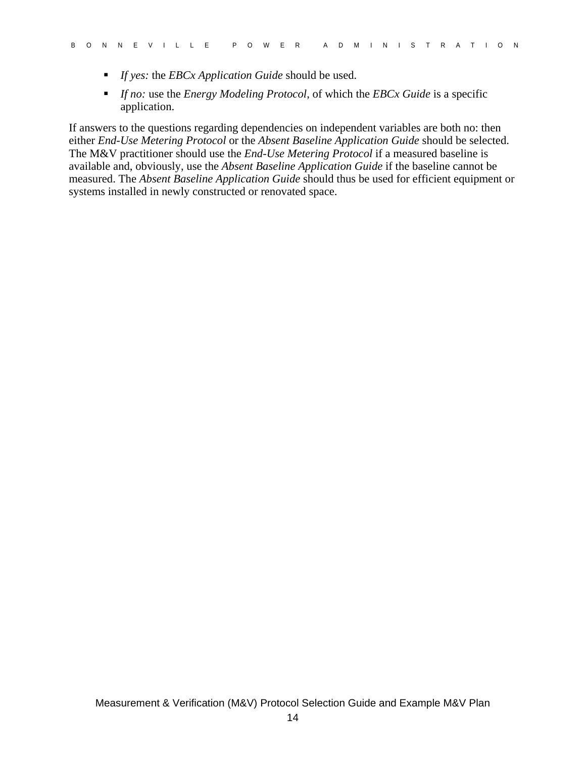- *If yes:* the *EBCx Application Guide* should be used.
- *If no:* use the *Energy Modeling Protocol*, of which the *EBCx Guide* is a specific application.

If answers to the questions regarding dependencies on independent variables are both no: then either *End-Use Metering Protocol* or the *Absent Baseline Application Guide* should be selected. The M&V practitioner should use the *End-Use Metering Protocol* if a measured baseline is available and, obviously, use the *Absent Baseline Application Guide* if the baseline cannot be measured. The *Absent Baseline Application Guide* should thus be used for efficient equipment or systems installed in newly constructed or renovated space.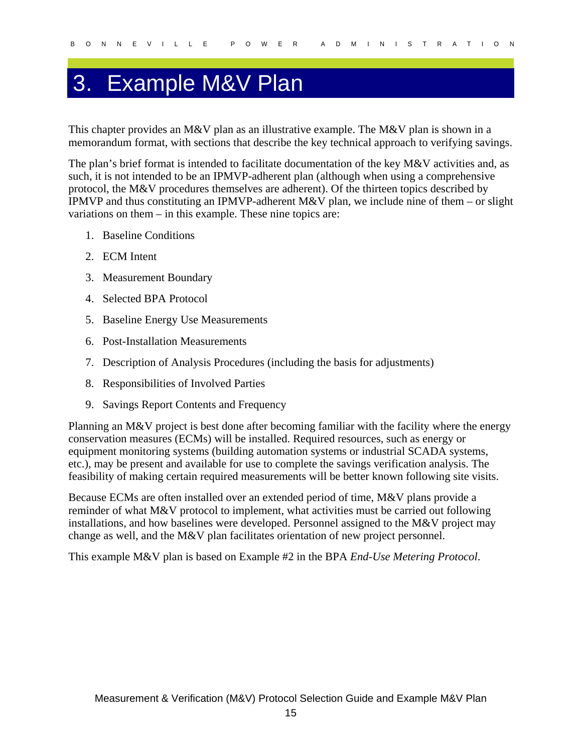# 3. Example M&V Plan

This chapter provides an M&V plan as an illustrative example. The M&V plan is shown in a memorandum format, with sections that describe the key technical approach to verifying savings.

The plan's brief format is intended to facilitate documentation of the key M&V activities and, as such, it is not intended to be an IPMVP-adherent plan (although when using a comprehensive protocol, the M&V procedures themselves are adherent). Of the thirteen topics described by IPMVP and thus constituting an IPMVP-adherent M&V plan, we include nine of them – or slight variations on them – in this example. These nine topics are:

1. Baseline Conditions
2. ECM Intent
3. Measurement Boundary
4. Selected BPA Protocol
5. Baseline Energy Use Measurements
6. Post-Installation Measurements
7. Description of Analysis Procedures (including the basis for adjustments)
8. Responsibilities of Involved Parties
9. Savings Report Contents and Frequency

Planning an M&V project is best done after becoming familiar with the facility where the energy conservation measures (ECMs) will be installed. Required resources, such as energy or equipment monitoring systems (building automation systems or industrial SCADA systems, etc.), may be present and available for use to complete the savings verification analysis. The feasibility of making certain required measurements will be better known following site visits.

Because ECMs are often installed over an extended period of time, M&V plans provide a reminder of what M&V protocol to implement, what activities must be carried out following installations, and how baselines were developed. Personnel assigned to the M&V project may change as well, and the M&V plan facilitates orientation of new project personnel.

This example M&V plan is based on Example #2 in the BPA *End-Use Metering Protocol*.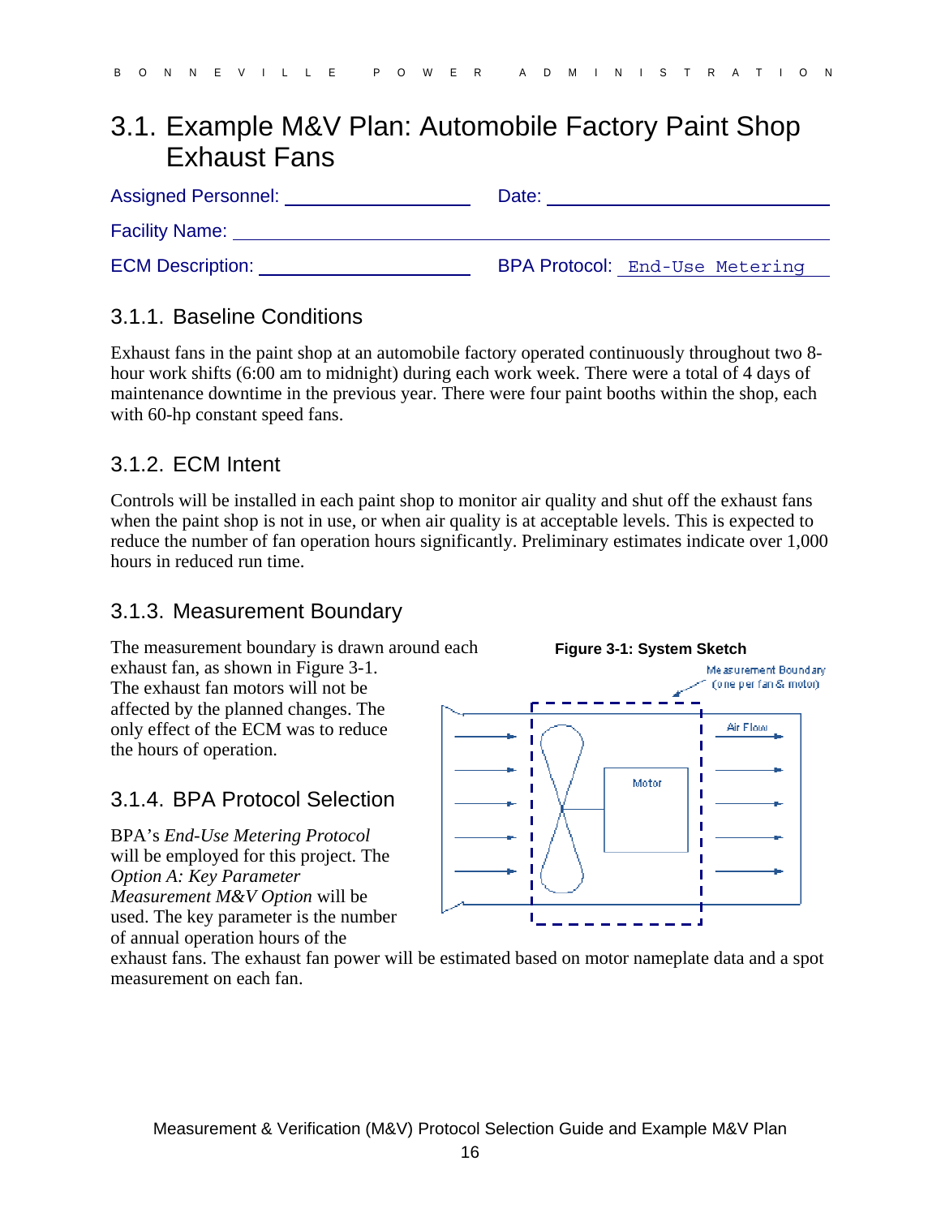## 3.1. Example M&V Plan: Automobile Factory Paint Shop Exhaust Fans

Assigned Personnel: ____________________ Date: ____________________

Facility Name: ________________________________________________

ECM Description: ____________________ BPA Protocol: End-Use Metering

### 3.1.1. Baseline Conditions

Exhaust fans in the paint shop at an automobile factory operated continuously throughout two 8-hour work shifts (6:00 am to midnight) during each work week. There were a total of 4 days of maintenance downtime in the previous year. There were four paint booths within the shop, each with 60-hp constant speed fans.

### 3.1.2. ECM Intent

Controls will be installed in each paint shop to monitor air quality and shut off the exhaust fans when the paint shop is not in use, or when air quality is at acceptable levels. This is expected to reduce the number of fan operation hours significantly. Preliminary estimates indicate over 1,000 hours in reduced run time.

### 3.1.3. Measurement Boundary

The measurement boundary is drawn around each exhaust fan, as shown in Figure 3-1. The exhaust fan motors will not be affected by the planned changes. The only effect of the ECM was to reduce the hours of operation.

**Figure 3-1: System Sketch**

### 3.1.4. BPA Protocol Selection

BPA's *End-Use Metering Protocol* will be employed for this project. The *Option A: Key Parameter Measurement M&V Option* will be used. The key parameter is the number of annual operation hours of the exhaust fans. The exhaust fan power will be estimated based on motor nameplate data and a spot measurement on each fan.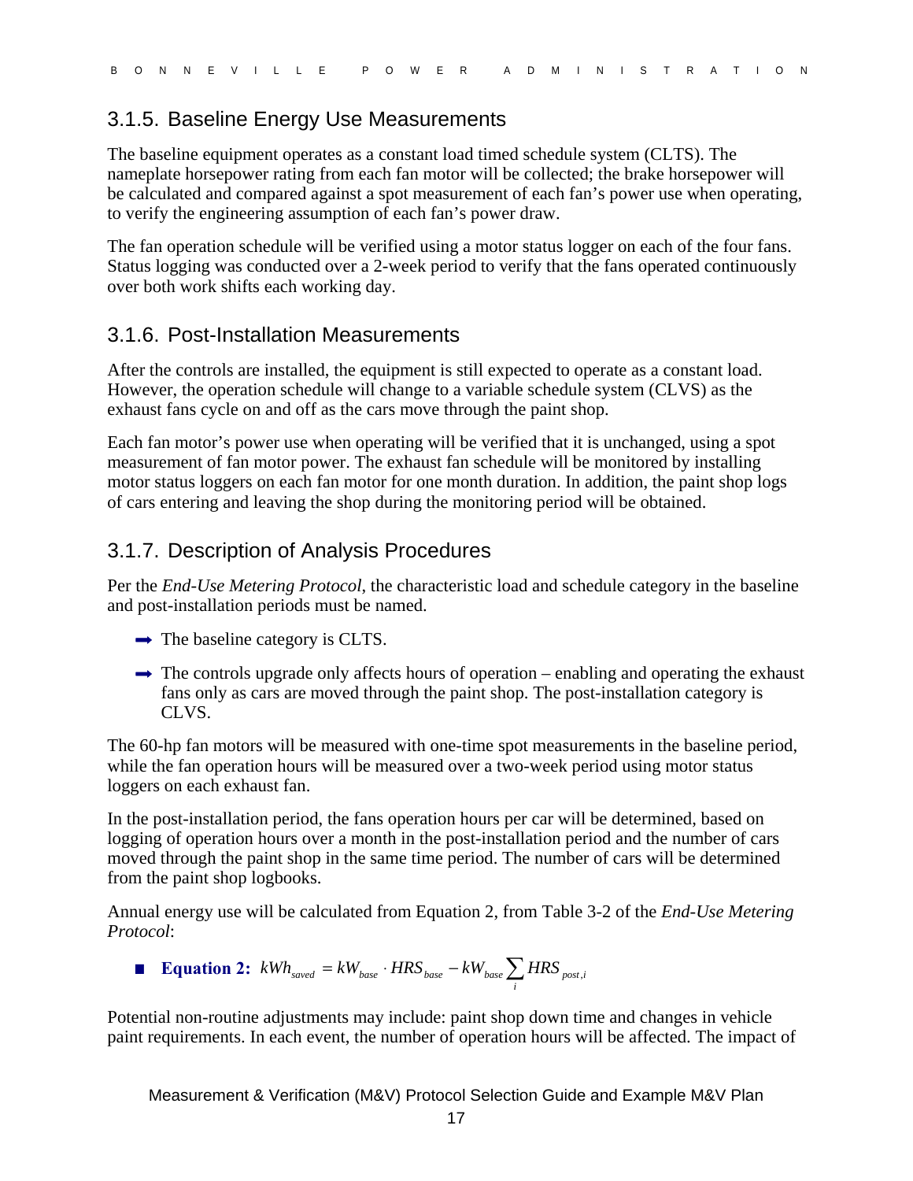### 3.1.5. Baseline Energy Use Measurements

The baseline equipment operates as a constant load timed schedule system (CLTS). The nameplate horsepower rating from each fan motor will be collected; the brake horsepower will be calculated and compared against a spot measurement of each fan's power use when operating, to verify the engineering assumption of each fan's power draw.

The fan operation schedule will be verified using a motor status logger on each of the four fans. Status logging was conducted over a 2-week period to verify that the fans operated continuously over both work shifts each working day.

### 3.1.6. Post-Installation Measurements

After the controls are installed, the equipment is still expected to operate as a constant load. However, the operation schedule will change to a variable schedule system (CLVS) as the exhaust fans cycle on and off as the cars move through the paint shop.

Each fan motor's power use when operating will be verified that it is unchanged, using a spot measurement of fan motor power. The exhaust fan schedule will be monitored by installing motor status loggers on each fan motor for one month duration. In addition, the paint shop logs of cars entering and leaving the shop during the monitoring period will be obtained.

### 3.1.7. Description of Analysis Procedures

Per the *End-Use Metering Protocol*, the characteristic load and schedule category in the baseline and post-installation periods must be named.

- The baseline category is CLTS.
- The controls upgrade only affects hours of operation – enabling and operating the exhaust fans only as cars are moved through the paint shop. The post-installation category is CLVS.

The 60-hp fan motors will be measured with one-time spot measurements in the baseline period, while the fan operation hours will be measured over a two-week period using motor status loggers on each exhaust fan.

In the post-installation period, the fans operation hours per car will be determined, based on logging of operation hours over a month in the post-installation period and the number of cars moved through the paint shop in the same time period. The number of cars will be determined from the paint shop logbooks.

Annual energy use will be calculated from Equation 2, from Table 3-2 of the *End-Use Metering Protocol*:

- **Equation 2:** $kWh_{saved} = kW_{base} \cdot HRS_{base} - kW_{base} \sum_{i} HRS_{post,i}$

Potential non-routine adjustments may include: paint shop down time and changes in vehicle paint requirements. In each event, the number of operation hours will be affected. The impact of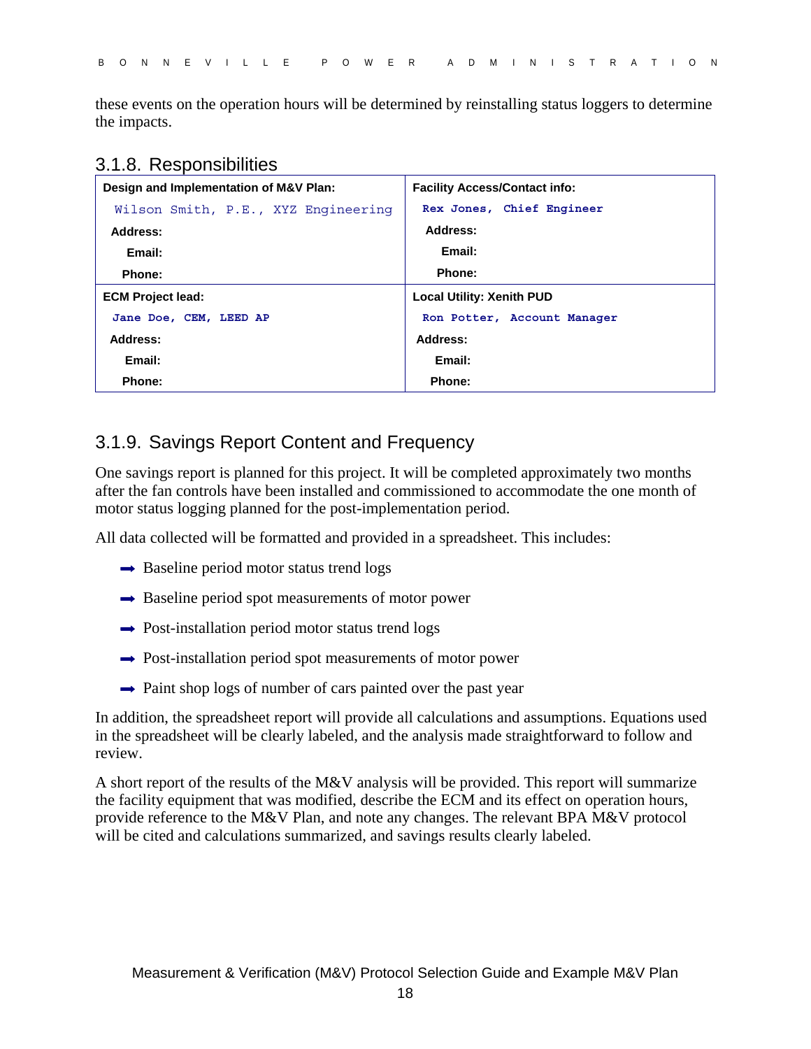these events on the operation hours will be determined by reinstalling status loggers to determine the impacts.

### 3.1.8. Responsibilities

| **Design and Implementation of M&V Plan:** | **Facility Access/Contact info:** |
|---|---|
| Wilson Smith, P.E., XYZ Engineering | Rex Jones, Chief Engineer |
| **Address:** | **Address:** |
| **Email:** | **Email:** |
| **Phone:** | **Phone:** |
| **ECM Project lead:** | **Local Utility: Xenith PUD** |
| Jane Doe, CEM, LEED AP | Ron Potter, Account Manager |
| **Address:** | **Address:** |
| **Email:** | **Email:** |
| **Phone:** | **Phone:** |

### 3.1.9. Savings Report Content and Frequency

One savings report is planned for this project. It will be completed approximately two months after the fan controls have been installed and commissioned to accommodate the one month of motor status logging planned for the post-implementation period.

All data collected will be formatted and provided in a spreadsheet. This includes:

- Baseline period motor status trend logs
- Baseline period spot measurements of motor power
- Post-installation period motor status trend logs
- Post-installation period spot measurements of motor power
- Paint shop logs of number of cars painted over the past year

In addition, the spreadsheet report will provide all calculations and assumptions. Equations used in the spreadsheet will be clearly labeled, and the analysis made straightforward to follow and review.

A short report of the results of the M&V analysis will be provided. This report will summarize the facility equipment that was modified, describe the ECM and its effect on operation hours, provide reference to the M&V Plan, and note any changes. The relevant BPA M&V protocol will be cited and calculations summarized, and savings results clearly labeled.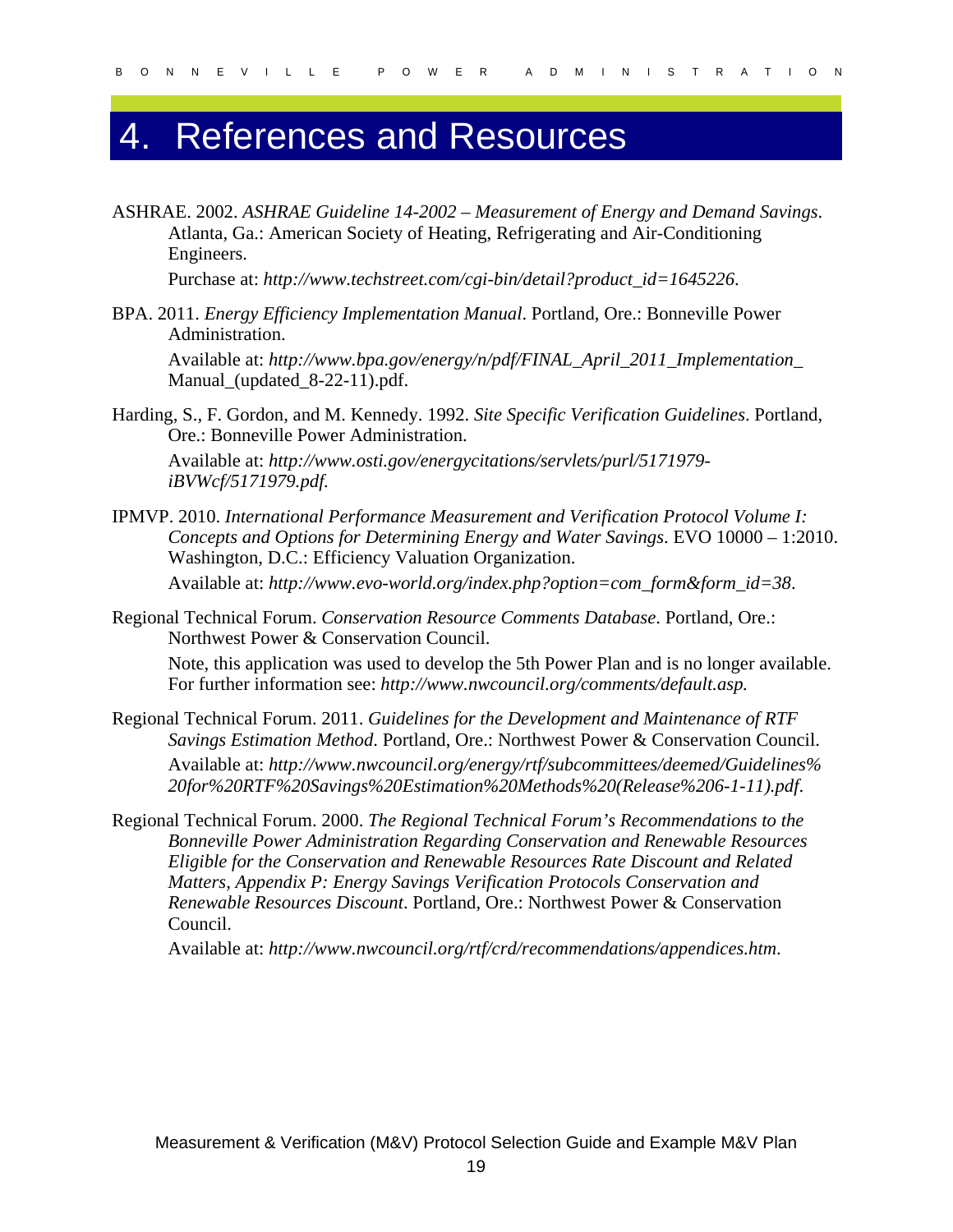# 4. References and Resources

ASHRAE. 2002. *ASHRAE Guideline 14-2002 – Measurement of Energy and Demand Savings*. Atlanta, Ga.: American Society of Heating, Refrigerating and Air-Conditioning Engineers.

Purchase at: *http://www.techstreet.com/cgi-bin/detail?product_id=1645226*.

BPA. 2011. *Energy Efficiency Implementation Manual*. Portland, Ore.: Bonneville Power Administration.

Available at: *http://www.bpa.gov/energy/n/pdf/FINAL_April_2011_Implementation_* Manual_(updated_8-22-11).pdf.

Harding, S., F. Gordon, and M. Kennedy. 1992. *Site Specific Verification Guidelines*. Portland, Ore.: Bonneville Power Administration.

Available at: *http://www.osti.gov/energycitations/servlets/purl/5171979-iBVWcf/5171979.pdf.*

IPMVP. 2010. *International Performance Measurement and Verification Protocol Volume I: Concepts and Options for Determining Energy and Water Savings*. EVO 10000 – 1:2010. Washington, D.C.: Efficiency Valuation Organization.

Available at: *http://www.evo-world.org/index.php?option=com_form&form_id=38*.

Regional Technical Forum. *Conservation Resource Comments Database*. Portland, Ore.: Northwest Power & Conservation Council.

Note, this application was used to develop the 5th Power Plan and is no longer available. For further information see: *http://www.nwcouncil.org/comments/default.asp.*

Regional Technical Forum. 2011. *Guidelines for the Development and Maintenance of RTF Savings Estimation Method*. Portland, Ore.: Northwest Power & Conservation Council.

Available at: *http://www.nwcouncil.org/energy/rtf/subcommittees/deemed/Guidelines%20for%20RTF%20Savings%20Estimation%20Methods%20(Release%206-1-11).pdf*.

Regional Technical Forum. 2000. *The Regional Technical Forum's Recommendations to the Bonneville Power Administration Regarding Conservation and Renewable Resources Eligible for the Conservation and Renewable Resources Rate Discount and Related Matters, Appendix P: Energy Savings Verification Protocols Conservation and Renewable Resources Discount*. Portland, Ore.: Northwest Power & Conservation Council.

Available at: *http://www.nwcouncil.org/rtf/crd/recommendations/appendices.htm*.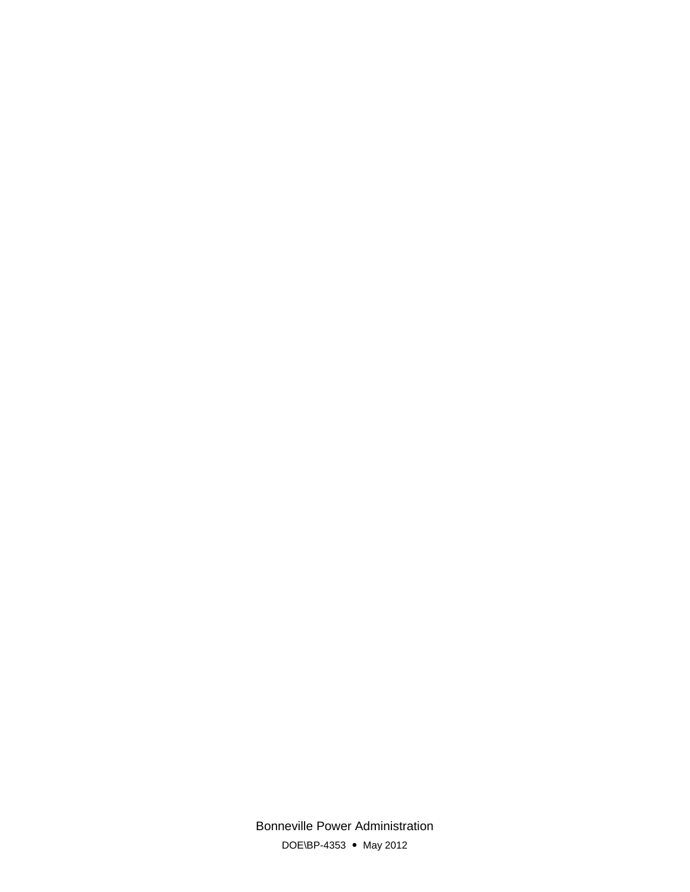Bonneville Power Administration

DOE\BP-4353 • May 2012